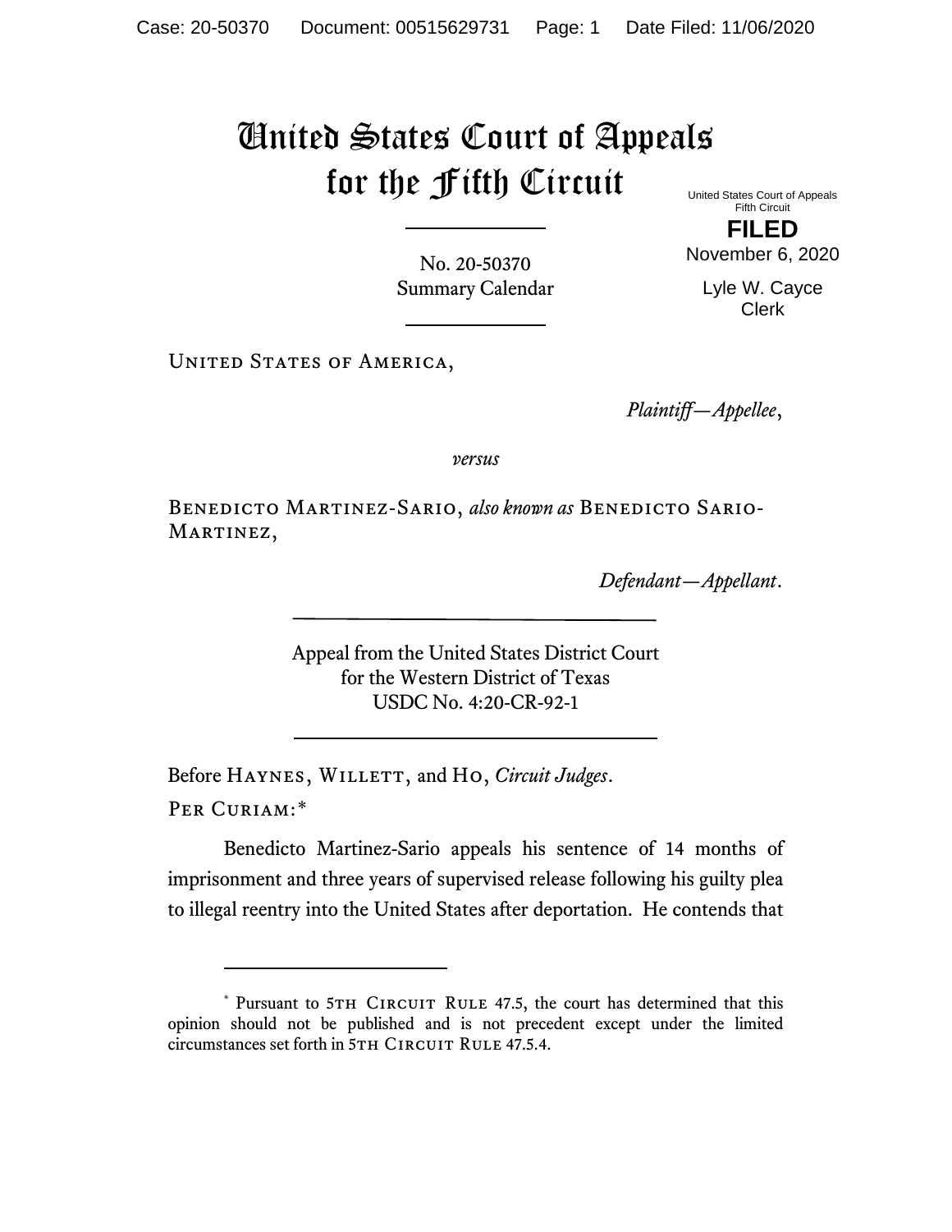Case: 20-50370 Document: 00515629731 Page: 1 Date Filed: 11/06/2020

# United States Court of Appeals for the Fifth Circuit

United States Court of Appeals
Fifth Circuit

**FILED**

November 6, 2020

Lyle W. Cayce
Clerk

No. 20-50370
Summary Calendar

---

United States of America,

*Plaintiff—Appellee*,

*versus*

Benedicto Martinez-Sario, *also known as* Benedicto Sario-Martinez,

*Defendant—Appellant*.

---

Appeal from the United States District Court
for the Western District of Texas
USDC No. 4:20-CR-92-1

---

Before Haynes, Willett, and Ho, *Circuit Judges*.

Per Curiam:*

Benedicto Martinez-Sario appeals his sentence of 14 months of imprisonment and three years of supervised release following his guilty plea to illegal reentry into the United States after deportation. He contends that

---

\* Pursuant to 5th Circuit Rule 47.5, the court has determined that this opinion should not be published and is not precedent except under the limited circumstances set forth in 5th Circuit Rule 47.5.4.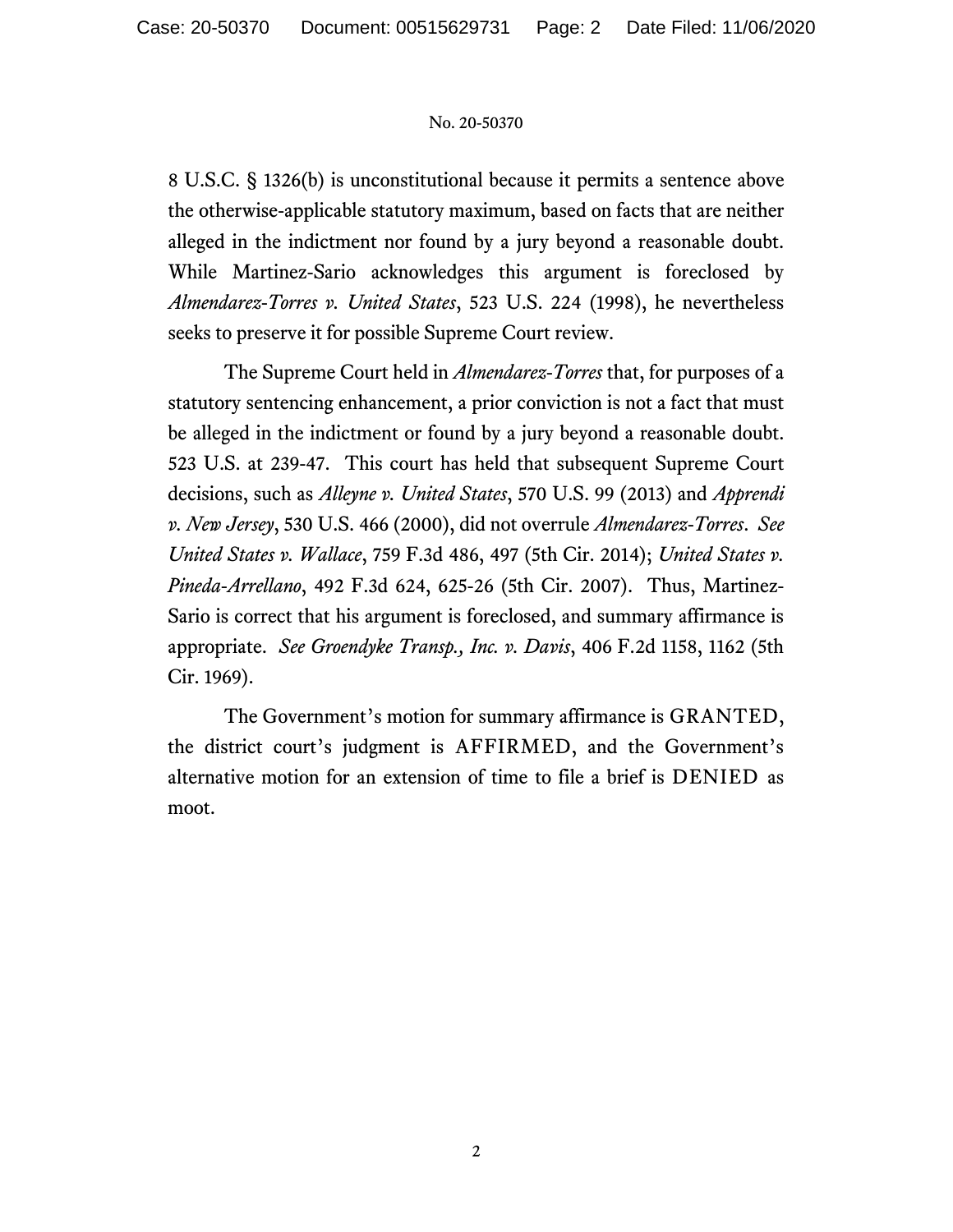8 U.S.C. § 1326(b) is unconstitutional because it permits a sentence above the otherwise-applicable statutory maximum, based on facts that are neither alleged in the indictment nor found by a jury beyond a reasonable doubt. While Martinez-Sario acknowledges this argument is foreclosed by *Almendarez-Torres v. United States*, 523 U.S. 224 (1998), he nevertheless seeks to preserve it for possible Supreme Court review.

The Supreme Court held in *Almendarez-Torres* that, for purposes of a statutory sentencing enhancement, a prior conviction is not a fact that must be alleged in the indictment or found by a jury beyond a reasonable doubt. 523 U.S. at 239-47. This court has held that subsequent Supreme Court decisions, such as *Alleyne v. United States*, 570 U.S. 99 (2013) and *Apprendi v. New Jersey*, 530 U.S. 466 (2000), did not overrule *Almendarez-Torres*. *See United States v. Wallace*, 759 F.3d 486, 497 (5th Cir. 2014); *United States v. Pineda-Arrellano*, 492 F.3d 624, 625-26 (5th Cir. 2007). Thus, Martinez-Sario is correct that his argument is foreclosed, and summary affirmance is appropriate. *See Groendyke Transp., Inc. v. Davis*, 406 F.2d 1158, 1162 (5th Cir. 1969).

The Government's motion for summary affirmance is GRANTED, the district court's judgment is AFFIRMED, and the Government's alternative motion for an extension of time to file a brief is DENIED as moot.